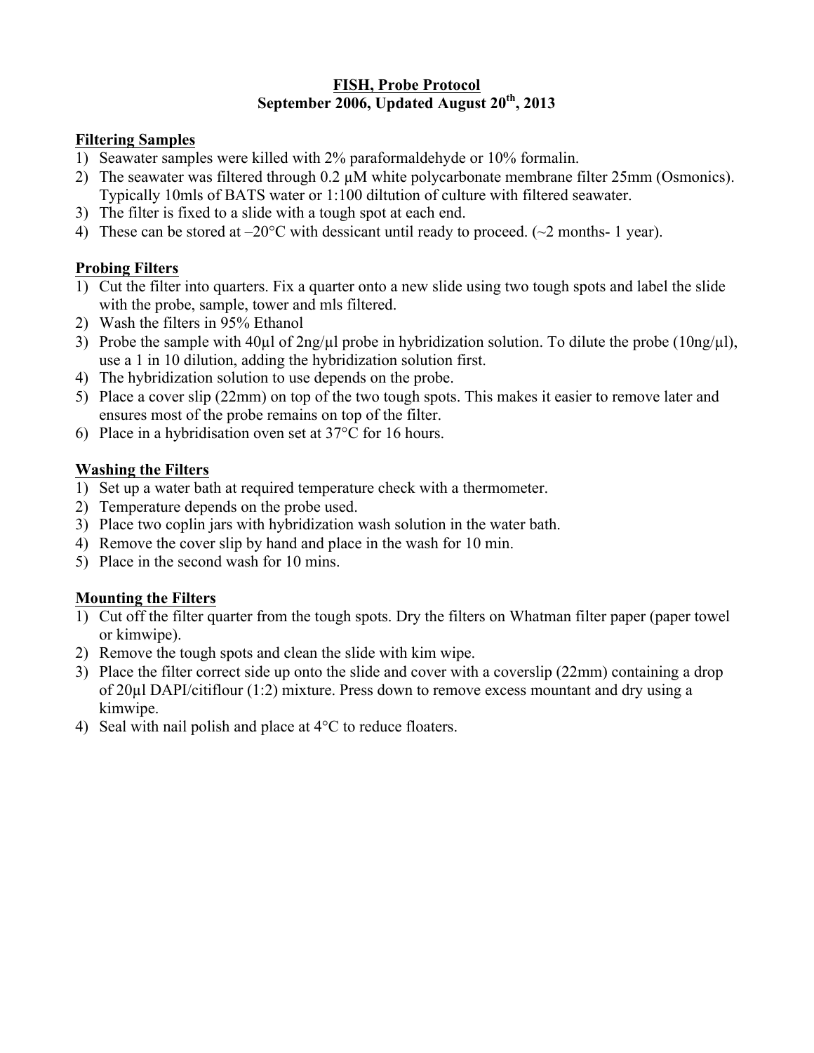# FISH, Probe Protocol

## September 2006, Updated August 20th, 2013

### Filtering Samples

1) Seawater samples were killed with 2% paraformaldehyde or 10% formalin.
2) The seawater was filtered through 0.2 μM white polycarbonate membrane filter 25mm (Osmonics). Typically 10mls of BATS water or 1:100 diltution of culture with filtered seawater.
3) The filter is fixed to a slide with a tough spot at each end.
4) These can be stored at –20°C with dessicant until ready to proceed. (~2 months- 1 year).

### Probing Filters

1) Cut the filter into quarters. Fix a quarter onto a new slide using two tough spots and label the slide with the probe, sample, tower and mls filtered.
2) Wash the filters in 95% Ethanol
3) Probe the sample with 40μl of 2ng/μl probe in hybridization solution. To dilute the probe (10ng/μl), use a 1 in 10 dilution, adding the hybridization solution first.
4) The hybridization solution to use depends on the probe.
5) Place a cover slip (22mm) on top of the two tough spots. This makes it easier to remove later and ensures most of the probe remains on top of the filter.
6) Place in a hybridisation oven set at 37°C for 16 hours.

### Washing the Filters

1) Set up a water bath at required temperature check with a thermometer.
2) Temperature depends on the probe used.
3) Place two coplin jars with hybridization wash solution in the water bath.
4) Remove the cover slip by hand and place in the wash for 10 min.
5) Place in the second wash for 10 mins.

### Mounting the Filters

1) Cut off the filter quarter from the tough spots. Dry the filters on Whatman filter paper (paper towel or kimwipe).
2) Remove the tough spots and clean the slide with kim wipe.
3) Place the filter correct side up onto the slide and cover with a coverslip (22mm) containing a drop of 20μl DAPI/citiflour (1:2) mixture. Press down to remove excess mountant and dry using a kimwipe.
4) Seal with nail polish and place at 4°C to reduce floaters.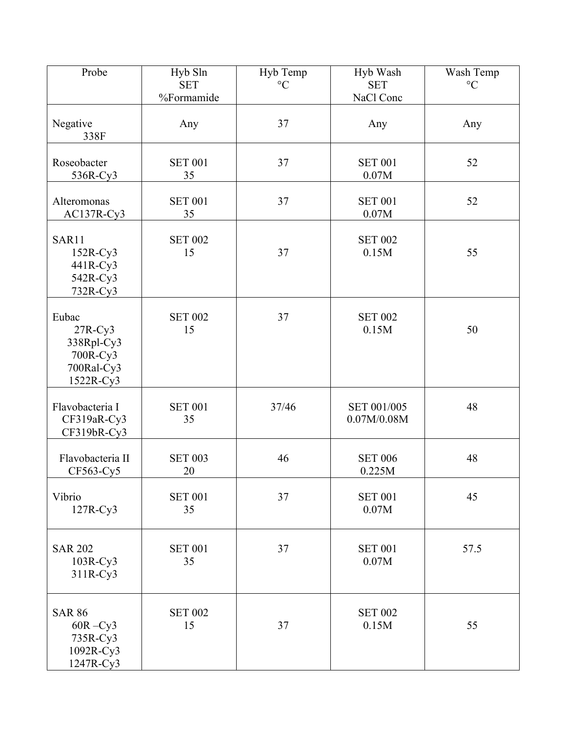| Probe | Hyb Sln SET %Formamide | Hyb Temp °C | Hyb Wash SET NaCl Conc | Wash Temp °C |
|---|---|---|---|---|
| Negative 338F | Any | 37 | Any | Any |
| Roseobacter 536R-Cy3 | SET 001 35 | 37 | SET 001 0.07M | 52 |
| Alteromonas AC137R-Cy3 | SET 001 35 | 37 | SET 001 0.07M | 52 |
| SAR11 152R-Cy3 441R-Cy3 542R-Cy3 732R-Cy3 | SET 002 15 | 37 | SET 002 0.15M | 55 |
| Eubac 27R-Cy3 338Rpl-Cy3 700R-Cy3 700Ral-Cy3 1522R-Cy3 | SET 002 15 | 37 | SET 002 0.15M | 50 |
| Flavobacteria I CF319aR-Cy3 CF319bR-Cy3 | SET 001 35 | 37/46 | SET 001/005 0.07M/0.08M | 48 |
| Flavobacteria II CF563-Cy5 | SET 003 20 | 46 | SET 006 0.225M | 48 |
| Vibrio 127R-Cy3 | SET 001 35 | 37 | SET 001 0.07M | 45 |
| SAR 202 103R-Cy3 311R-Cy3 | SET 001 35 | 37 | SET 001 0.07M | 57.5 |
| SAR 86 60R –Cy3 735R-Cy3 1092R-Cy3 1247R-Cy3 | SET 002 15 | 37 | SET 002 0.15M | 55 |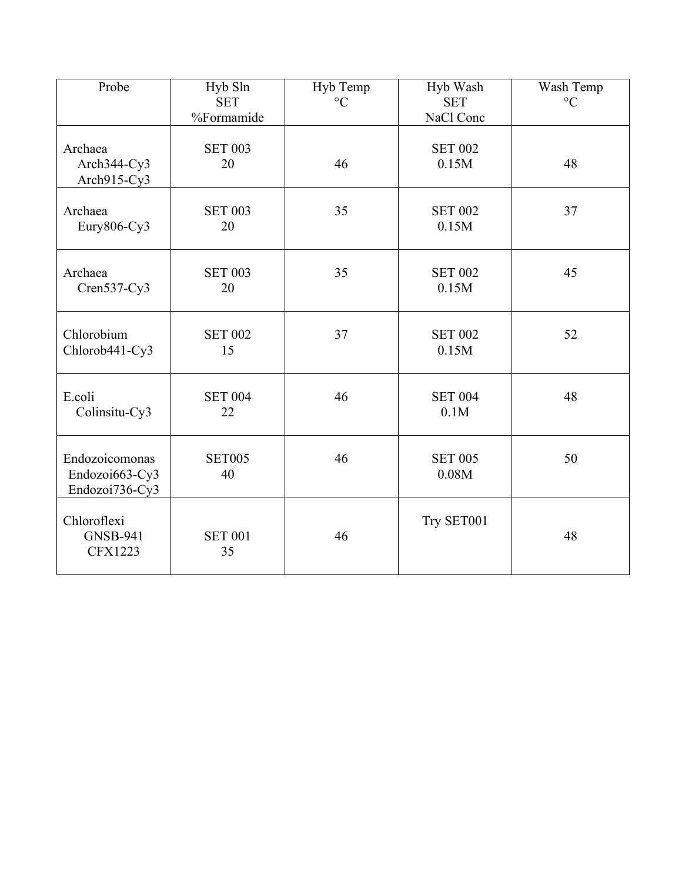| Probe | Hyb Sln SET %Formamide | Hyb Temp °C | Hyb Wash SET NaCl Conc | Wash Temp °C |
|---|---|---|---|---|
| Archaea Arch344-Cy3 Arch915-Cy3 | SET 003 20 | 46 | SET 002 0.15M | 48 |
| Archaea Eury806-Cy3 | SET 003 20 | 35 | SET 002 0.15M | 37 |
| Archaea Cren537-Cy3 | SET 003 20 | 35 | SET 002 0.15M | 45 |
| Chlorobium Chlorob441-Cy3 | SET 002 15 | 37 | SET 002 0.15M | 52 |
| E.coli Colinsitu-Cy3 | SET 004 22 | 46 | SET 004 0.1M | 48 |
| Endozoicomonas Endozoi663-Cy3 Endozoi736-Cy3 | SET005 40 | 46 | SET 005 0.08M | 50 |
| Chloroflexi GNSB-941 CFX1223 | SET 001 35 | 46 | Try SET001 | 48 |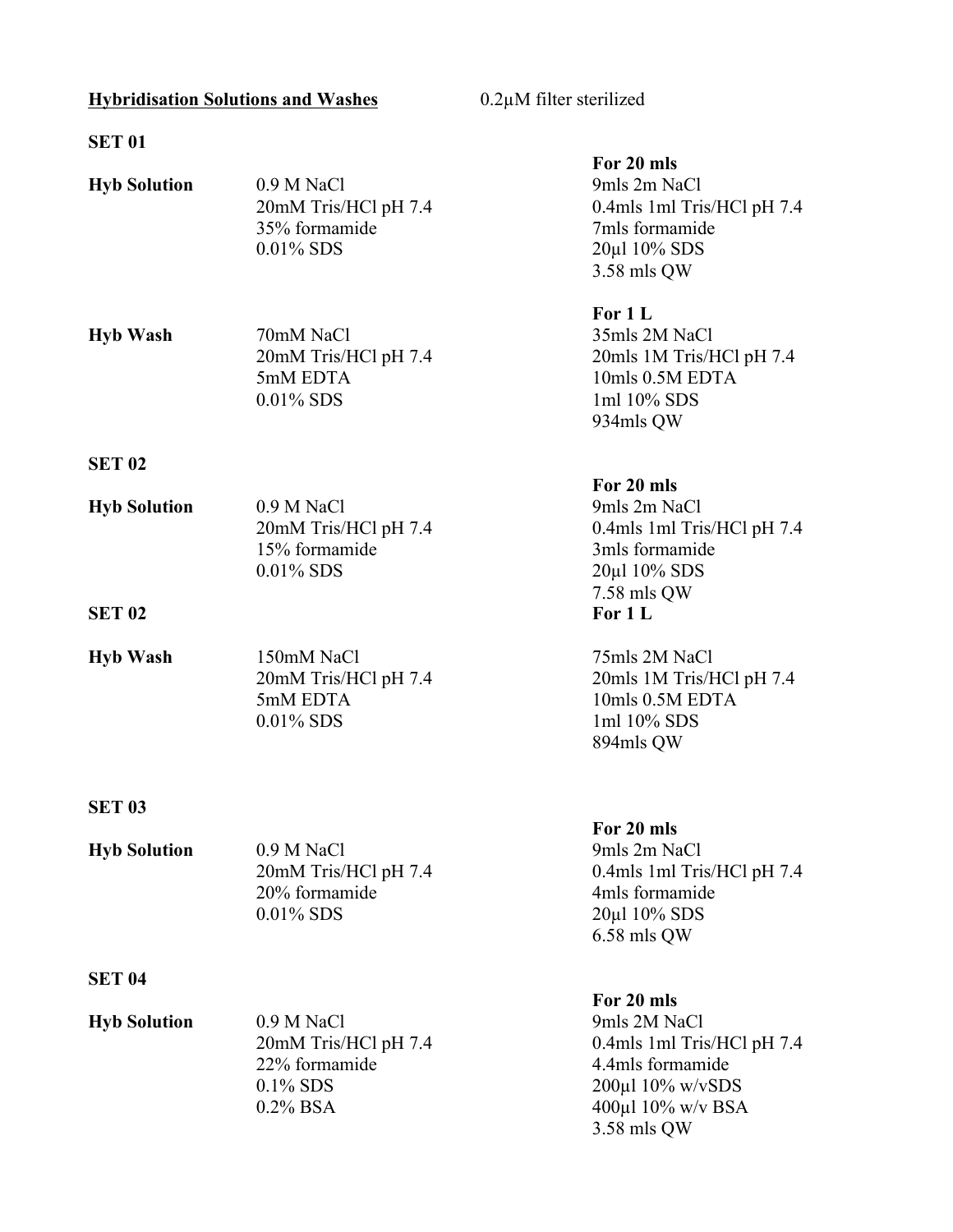**Hybridisation Solutions and Washes** 0.2µM filter sterilized

**SET 01**

| | | |
|---|---|---|
| | | **For 20 mls** |
| **Hyb Solution** | 0.9 M NaCl | 9mls 2m NaCl |
| | 20mM Tris/HCl pH 7.4 | 0.4mls 1ml Tris/HCl pH 7.4 |
| | 35% formamide | 7mls formamide |
| | 0.01% SDS | 20µl 10% SDS |
| | | 3.58 mls QW |
| | | **For 1 L** |
| **Hyb Wash** | 70mM NaCl | 35mls 2M NaCl |
| | 20mM Tris/HCl pH 7.4 | 20mls 1M Tris/HCl pH 7.4 |
| | 5mM EDTA | 10mls 0.5M EDTA |
| | 0.01% SDS | 1ml 10% SDS |
| | | 934mls QW |

**SET 02**

| | | |
|---|---|---|
| | | **For 20 mls** |
| **Hyb Solution** | 0.9 M NaCl | 9mls 2m NaCl |
| | 20mM Tris/HCl pH 7.4 | 0.4mls 1ml Tris/HCl pH 7.4 |
| | 15% formamide | 3mls formamide |
| | 0.01% SDS | 20µl 10% SDS |
| | | 7.58 mls QW |

**SET 02**

| | | |
|---|---|---|
| | | **For 1 L** |
| **Hyb Wash** | 150mM NaCl | 75mls 2M NaCl |
| | 20mM Tris/HCl pH 7.4 | 20mls 1M Tris/HCl pH 7.4 |
| | 5mM EDTA | 10mls 0.5M EDTA |
| | 0.01% SDS | 1ml 10% SDS |
| | | 894mls QW |

**SET 03**

| | | |
|---|---|---|
| | | **For 20 mls** |
| **Hyb Solution** | 0.9 M NaCl | 9mls 2m NaCl |
| | 20mM Tris/HCl pH 7.4 | 0.4mls 1ml Tris/HCl pH 7.4 |
| | 20% formamide | 4mls formamide |
| | 0.01% SDS | 20µl 10% SDS |
| | | 6.58 mls QW |

**SET 04**

| | | |
|---|---|---|
| | | **For 20 mls** |
| **Hyb Solution** | 0.9 M NaCl | 9mls 2M NaCl |
| | 20mM Tris/HCl pH 7.4 | 0.4mls 1ml Tris/HCl pH 7.4 |
| | 22% formamide | 4.4mls formamide |
| | 0.1% SDS | 200µl 10% w/vSDS |
| | 0.2% BSA | 400µl 10% w/v BSA |
| | | 3.58 mls QW |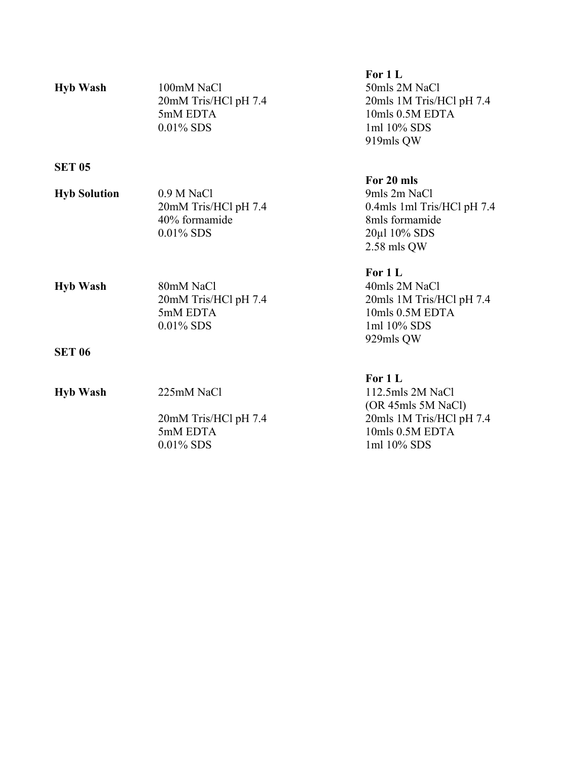| | | For 1 L |
|---|---|---|
| **Hyb Wash** | 100mM NaCl | 50mls 2M NaCl |
| | 20mM Tris/HCl pH 7.4 | 20mls 1M Tris/HCl pH 7.4 |
| | 5mM EDTA | 10mls 0.5M EDTA |
| | 0.01% SDS | 1ml 10% SDS |
| | | 919mls QW |

**SET 05**

| | | For 20 mls |
|---|---|---|
| **Hyb Solution** | 0.9 M NaCl | 9mls 2m NaCl |
| | 20mM Tris/HCl pH 7.4 | 0.4mls 1ml Tris/HCl pH 7.4 |
| | 40% formamide | 8mls formamide |
| | 0.01% SDS | 20μl 10% SDS |
| | | 2.58 mls QW |

| | | For 1 L |
|---|---|---|
| **Hyb Wash** | 80mM NaCl | 40mls 2M NaCl |
| | 20mM Tris/HCl pH 7.4 | 20mls 1M Tris/HCl pH 7.4 |
| | 5mM EDTA | 10mls 0.5M EDTA |
| | 0.01% SDS | 1ml 10% SDS |
| | | 929mls QW |

**SET 06**

| | | For 1 L |
|---|---|---|
| **Hyb Wash** | 225mM NaCl | 112.5mls 2M NaCl |
| | | (OR 45mls 5M NaCl) |
| | 20mM Tris/HCl pH 7.4 | 20mls 1M Tris/HCl pH 7.4 |
| | 5mM EDTA | 10mls 0.5M EDTA |
| | 0.01% SDS | 1ml 10% SDS |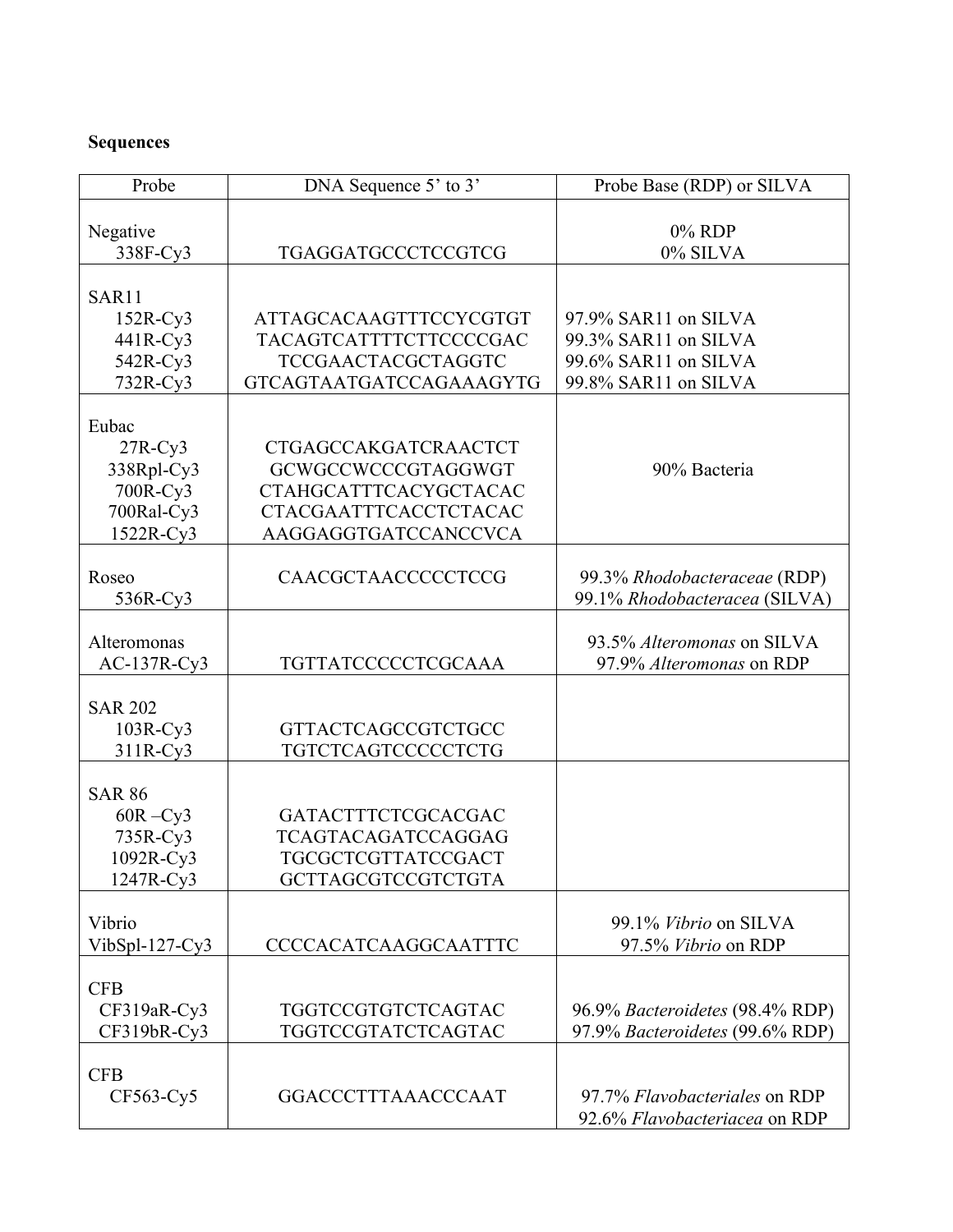**Sequences**

| Probe | DNA Sequence 5' to 3' | Probe Base (RDP) or SILVA |
|---|---|---|
| Negative<br>338F-Cy3 | TGAGGATGCCCTCCGTCG | 0% RDP<br>0% SILVA |
| SAR11<br>152R-Cy3<br>441R-Cy3<br>542R-Cy3<br>732R-Cy3 | ATTAGCACAAGTTTCCYCGTGT<br>TACAGTCATTTTCTTCCCCGAC<br>TCCGAACTACGCTAGGTC<br>GTCAGTAATGATCCAGAAAGYTG | 97.9% SAR11 on SILVA<br>99.3% SAR11 on SILVA<br>99.6% SAR11 on SILVA<br>99.8% SAR11 on SILVA |
| Eubac<br>27R-Cy3<br>338Rpl-Cy3<br>700R-Cy3<br>700Ral-Cy3<br>1522R-Cy3 | CTGAGCCAKGATCRAACTCT<br>GCWGCCWCCCGTAGGWGT<br>CTAHGCATTTCACYGCTACAC<br>CTACGAATTTCACCTCTACAC<br>AAGGAGGTGATCCANCCVCA | 90% Bacteria |
| Roseo<br>536R-Cy3 | CAACGCTAACCCCCTCCG | 99.3% *Rhodobacteraceae* (RDP)<br>99.1% *Rhodobacteracea* (SILVA) |
| Alteromonas<br>AC-137R-Cy3 | TGTTATCCCCCTCGCAAA | 93.5% *Alteromonas* on SILVA<br>97.9% *Alteromonas* on RDP |
| SAR 202<br>103R-Cy3<br>311R-Cy3 | GTTACTCAGCCGTCTGCC<br>TGTCTCAGTCCCCCTCTG | |
| SAR 86<br>60R –Cy3<br>735R-Cy3<br>1092R-Cy3<br>1247R-Cy3 | GATACTTTCTCGCACGAC<br>TCAGTACAGATCCAGGAG<br>TGCGCTCGTTATCCGACT<br>GCTTAGCGTCCGTCTGTA | |
| Vibrio<br>VibSpl-127-Cy3 | CCCCACATCAAGGCAATTTC | 99.1% *Vibrio* on SILVA<br>97.5% *Vibrio* on RDP |
| CFB<br>CF319aR-Cy3<br>CF319bR-Cy3 | TGGTCCGTGTCTCAGTAC<br>TGGTCCGTATCTCAGTAC | 96.9% *Bacteroidetes* (98.4% RDP)<br>97.9% *Bacteroidetes* (99.6% RDP) |
| CFB<br>CF563-Cy5 | GGACCCTTTAAACCCAAT | 97.7% *Flavobacteriales* on RDP<br>92.6% *Flavobacteriacea* on RDP |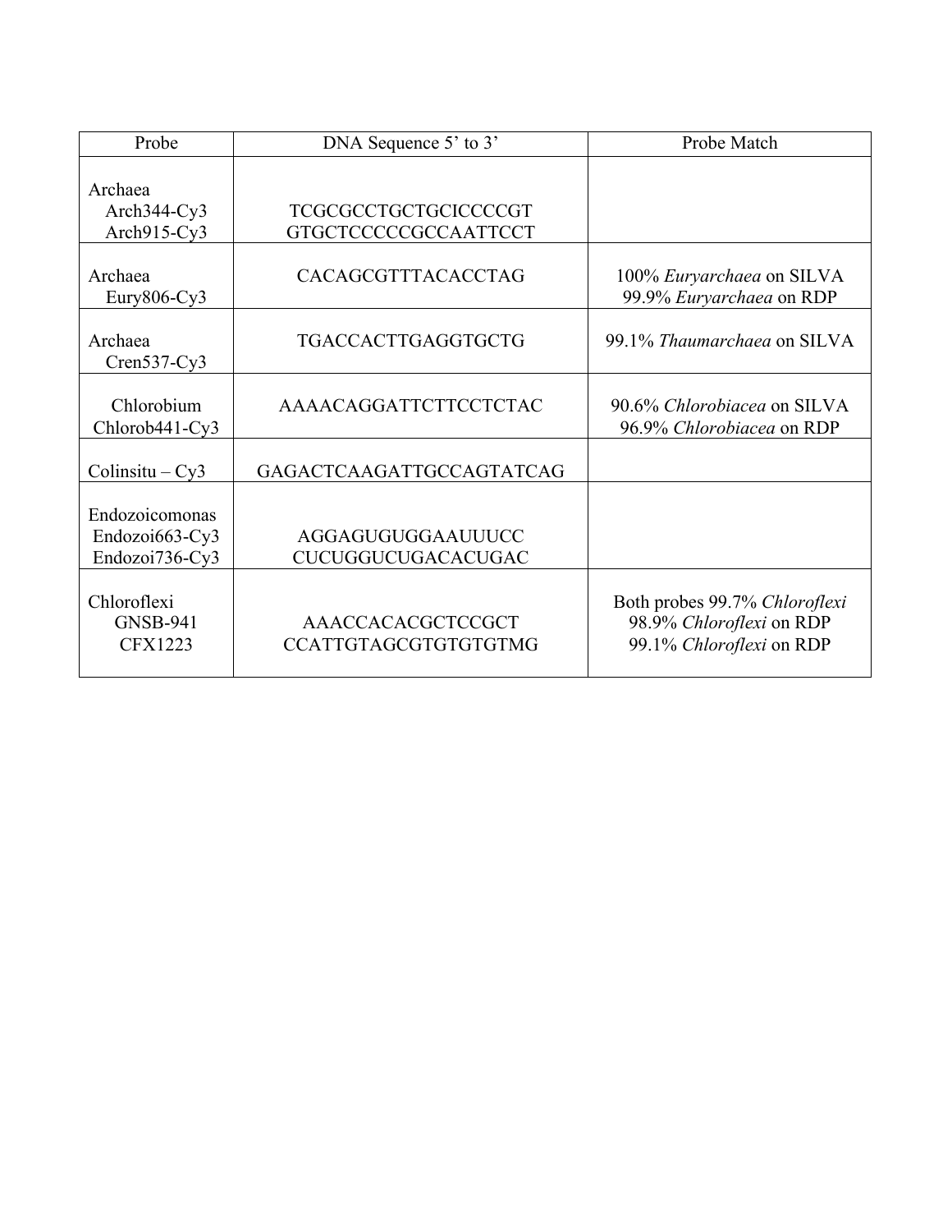| Probe | DNA Sequence 5' to 3' | Probe Match |
|---|---|---|
| Archaea<br>Arch344-Cy3<br>Arch915-Cy3 | TCGCGCCTGCTGCICCCCGT<br>GTGCTCCCCCGCCAATTCCT | |
| Archaea<br>Eury806-Cy3 | CACAGCGTTTACACCTAG | 100% *Euryarchaea* on SILVA<br>99.9% *Euryarchaea* on RDP |
| Archaea<br>Cren537-Cy3 | TGACCACTTGAGGTGCTG | 99.1% *Thaumarchaea* on SILVA |
| Chlorobium<br>Chlorob441-Cy3 | AAAACAGGATTCTTCCTCTAC | 90.6% *Chlorobiacea* on SILVA<br>96.9% *Chlorobiacea* on RDP |
| Colinsitu – Cy3 | GAGACTCAAGATTGCCAGTATCAG | |
| Endozoicomonas<br>Endozoi663-Cy3<br>Endozoi736-Cy3 | AGGAGUGUGGAAUUUCC<br>CUCUGGUCUGACACUGAC | |
| Chloroflexi<br>GNSB-941<br>CFX1223 | AAACCACACGCTCCGCT<br>CCATTGTAGCGTGTGTGTMG | Both probes 99.7% *Chloroflexi*<br>98.9% *Chloroflexi* on RDP<br>99.1% *Chloroflexi* on RDP |